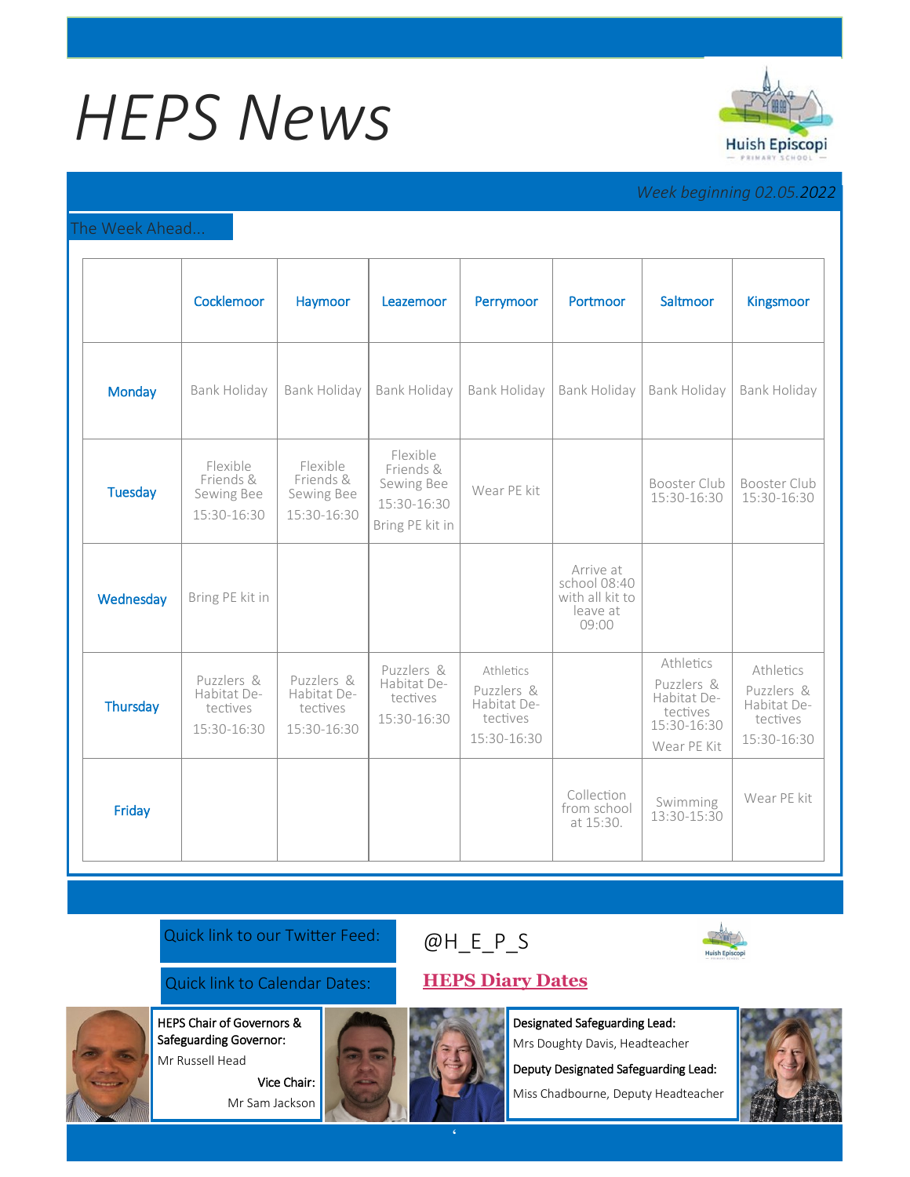# HEPS News

Huish Episcopi Primary School

*Week beginning 02.05.2022*

## The Week Ahead...

| | Cocklemoor | Haymoor | Leazemoor | Perrymoor | Portmoor | Saltmoor | Kingsmoor |
|---|---|---|---|---|---|---|---|
| Monday | Bank Holiday | Bank Holiday | Bank Holiday | Bank Holiday | Bank Holiday | Bank Holiday | Bank Holiday |
| Tuesday | Flexible Friends & Sewing Bee 15:30-16:30 | Flexible Friends & Sewing Bee 15:30-16:30 | Flexible Friends & Sewing Bee 15:30-16:30 Bring PE kit in | Wear PE kit | | Booster Club 15:30-16:30 | Booster Club 15:30-16:30 |
| Wednesday | Bring PE kit in | | | | Arrive at school 08:40 with all kit to leave at 09:00 | | |
| Thursday | Puzzlers & Habitat Detectives 15:30-16:30 | Puzzlers & Habitat Detectives 15:30-16:30 | Puzzlers & Habitat Detectives 15:30-16:30 | Athletics Puzzlers & Habitat Detectives 15:30-16:30 | | Athletics Puzzlers & Habitat Detectives 15:30-16:30 Wear PE Kit | Athletics Puzzlers & Habitat Detectives 15:30-16:30 |
| Friday | | | | | Collection from school at 15:30. | Swimming 13:30-15:30 | Wear PE kit |

Quick link to our Twitter Feed: @H_E_P_S

Quick link to Calendar Dates: **HEPS Diary Dates**

**HEPS Chair of Governors & Safeguarding Governor:**
Mr Russell Head

**Vice Chair:**
Mr Sam Jackson

**Designated Safeguarding Lead:**
Mrs Doughty Davis, Headteacher

**Deputy Designated Safeguarding Lead:**
Miss Chadbourne, Deputy Headteacher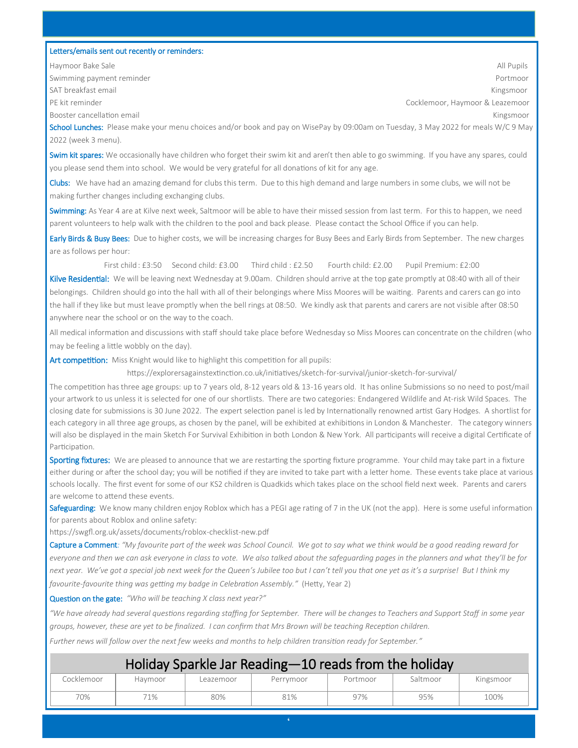**Letters/emails sent out recently or reminders:**

| | |
|---|---|
| Haymoor Bake Sale | All Pupils |
| Swimming payment reminder | Portmoor |
| SAT breakfast email | Kingsmoor |
| PE kit reminder | Cocklemoor, Haymoor & Leazemoor |
| Booster cancellation email | Kingsmoor |

**School Lunches:** Please make your menu choices and/or book and pay on WisePay by 09:00am on Tuesday, 3 May 2022 for meals W/C 9 May 2022 (week 3 menu).

**Swim kit spares:** We occasionally have children who forget their swim kit and aren't then able to go swimming. If you have any spares, could you please send them into school. We would be very grateful for all donations of kit for any age.

**Clubs:** We have had an amazing demand for clubs this term. Due to this high demand and large numbers in some clubs, we will not be making further changes including exchanging clubs.

**Swimming:** As Year 4 are at Kilve next week, Saltmoor will be able to have their missed session from last term. For this to happen, we need parent volunteers to help walk with the children to the pool and back please. Please contact the School Office if you can help.

**Early Birds & Busy Bees:** Due to higher costs, we will be increasing charges for Busy Bees and Early Birds from September. The new charges are as follows per hour:

First child : £3:50 Second child: £3.00 Third child : £2.50 Fourth child: £2.00 Pupil Premium: £2:00

**Kilve Residential:** We will be leaving next Wednesday at 9.00am. Children should arrive at the top gate promptly at 08:40 with all of their belongings. Children should go into the hall with all of their belongings where Miss Moores will be waiting. Parents and carers can go into the hall if they like but must leave promptly when the bell rings at 08:50. We kindly ask that parents and carers are not visible after 08:50 anywhere near the school or on the way to the coach.

All medical information and discussions with staff should take place before Wednesday so Miss Moores can concentrate on the children (who may be feeling a little wobbly on the day).

**Art competition:** Miss Knight would like to highlight this competition for all pupils:

https://explorersagainstextinction.co.uk/initiatives/sketch-for-survival/junior-sketch-for-survival/

The competition has three age groups: up to 7 years old, 8-12 years old & 13-16 years old. It has online Submissions so no need to post/mail your artwork to us unless it is selected for one of our shortlists. There are two categories: Endangered Wildlife and At-risk Wild Spaces. The closing date for submissions is 30 June 2022. The expert selection panel is led by Internationally renowned artist Gary Hodges. A shortlist for each category in all three age groups, as chosen by the panel, will be exhibited at exhibitions in London & Manchester. The category winners will also be displayed in the main Sketch For Survival Exhibition in both London & New York. All participants will receive a digital Certificate of Participation.

**Sporting fixtures:** We are pleased to announce that we are restarting the sporting fixture programme. Your child may take part in a fixture either during or after the school day; you will be notified if they are invited to take part with a letter home. These events take place at various schools locally. The first event for some of our KS2 children is Quadkids which takes place on the school field next week. Parents and carers are welcome to attend these events.

**Safeguarding:** We know many children enjoy Roblox which has a PEGI age rating of 7 in the UK (not the app). Here is some useful information for parents about Roblox and online safety:

https://swgfl.org.uk/assets/documents/roblox-checklist-new.pdf

**Capture a Comment**: *"My favourite part of the week was School Council. We got to say what we think would be a good reading reward for everyone and then we can ask everyone in class to vote. We also talked about the safeguarding pages in the planners and what they'll be for next year. We've got a special job next week for the Queen's Jubilee too but I can't tell you that one yet as it's a surprise! But I think my favourite-favourite thing was getting my badge in Celebration Assembly."* (Hetty, Year 2)

**Question on the gate:** *"Who will be teaching X class next year?"*

*"We have already had several questions regarding staffing for September. There will be changes to Teachers and Support Staff in some year groups, however, these are yet to be finalized. I can confirm that Mrs Brown will be teaching Reception children.*

*Further news will follow over the next few weeks and months to help children transition ready for September."*

## Holiday Sparkle Jar Reading—10 reads from the holiday

| Cocklemoor | Haymoor | Leazemoor | Perrymoor | Portmoor | Saltmoor | Kingsmoor |
|---|---|---|---|---|---|---|
| 70% | 71% | 80% | 81% | 97% | 95% | 100% |